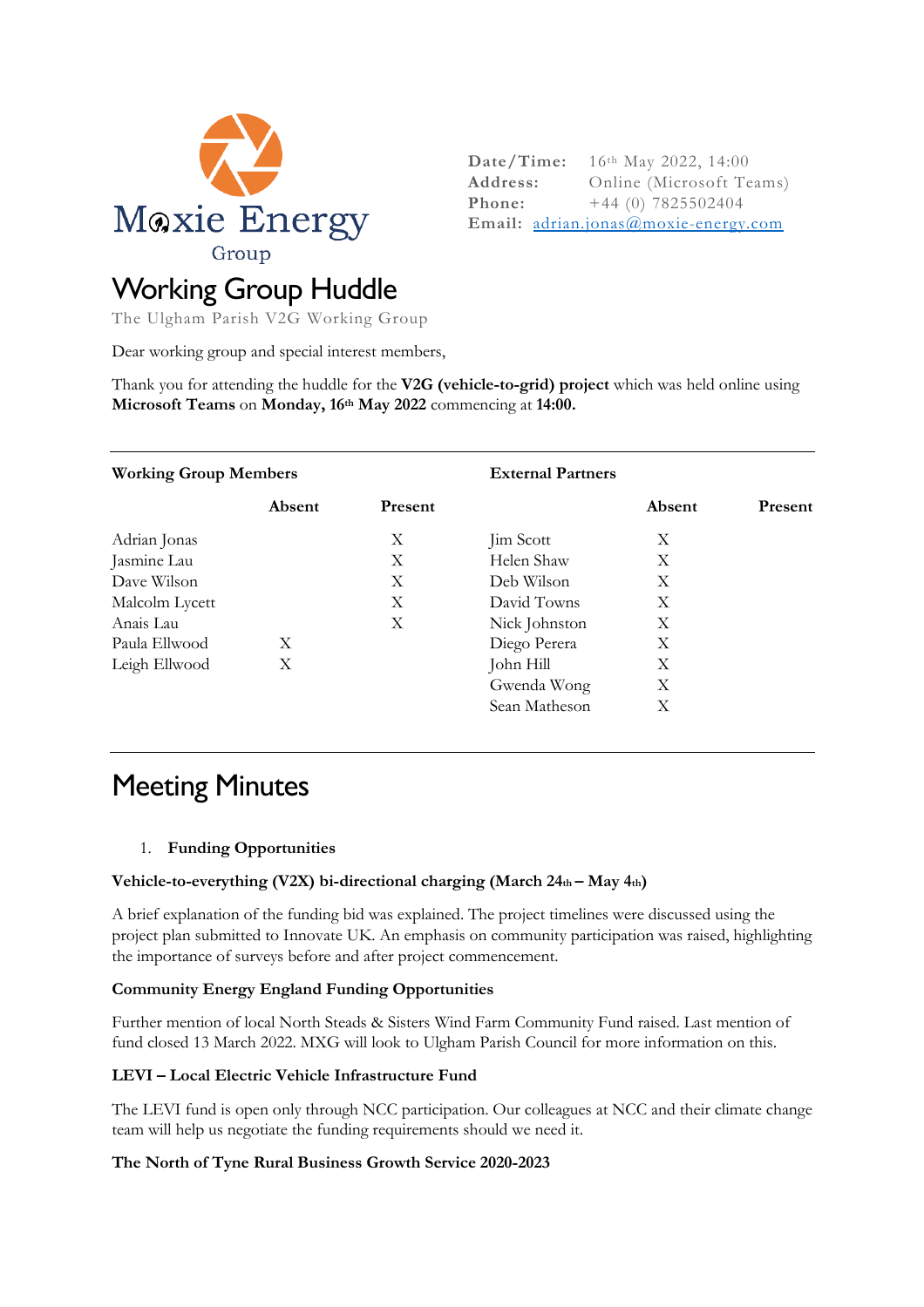Moxie Energy Group

**Date/Time:** 16th May 2022, 14:00
**Address:** Online (Microsoft Teams)
**Phone:** +44 (0) 7825502404
**Email:** adrian.jonas@moxie-energy.com

# Working Group Huddle

The Ulgham Parish V2G Working Group

Dear working group and special interest members,

Thank you for attending the huddle for the **V2G (vehicle-to-grid) project** which was held online using **Microsoft Teams** on **Monday, 16th May 2022** commencing at **14:00.**

| **Working Group Members** | **Absent** | **Present** | **External Partners** | **Absent** | **Present** |
|---|---|---|---|---|---|
| Adrian Jonas | | X | Jim Scott | X | |
| Jasmine Lau | | X | Helen Shaw | X | |
| Dave Wilson | | X | Deb Wilson | X | |
| Malcolm Lycett | | X | David Towns | X | |
| Anais Lau | | X | Nick Johnston | X | |
| Paula Ellwood | X | | Diego Perera | X | |
| Leigh Ellwood | X | | John Hill | X | |
| | | | Gwenda Wong | X | |
| | | | Sean Matheson | X | |

# Meeting Minutes

1. **Funding Opportunities**

**Vehicle-to-everything (V2X) bi-directional charging (March 24th – May 4th)**

A brief explanation of the funding bid was explained. The project timelines were discussed using the project plan submitted to Innovate UK. An emphasis on community participation was raised, highlighting the importance of surveys before and after project commencement.

**Community Energy England Funding Opportunities**

Further mention of local North Steads & Sisters Wind Farm Community Fund raised. Last mention of fund closed 13 March 2022. MXG will look to Ulgham Parish Council for more information on this.

**LEVI – Local Electric Vehicle Infrastructure Fund**

The LEVI fund is open only through NCC participation. Our colleagues at NCC and their climate change team will help us negotiate the funding requirements should we need it.

**The North of Tyne Rural Business Growth Service 2020-2023**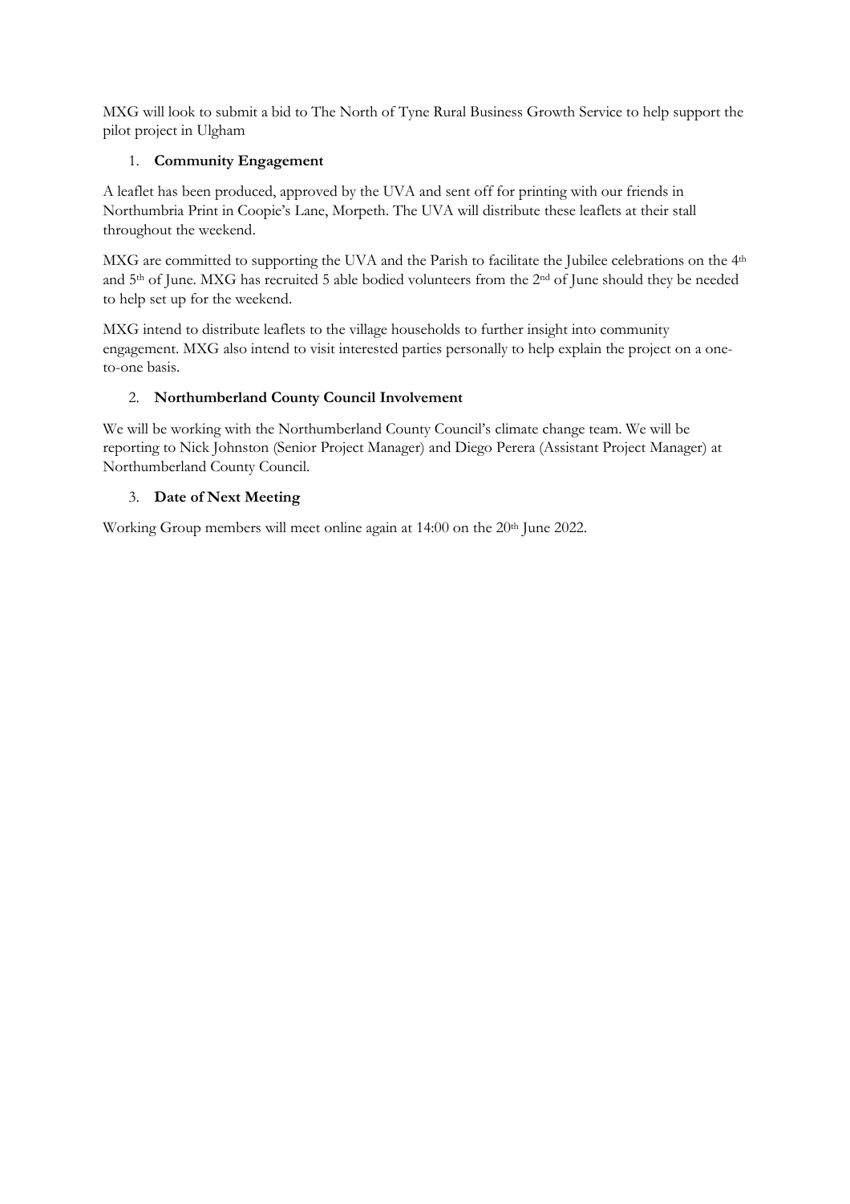MXG will look to submit a bid to The North of Tyne Rural Business Growth Service to help support the pilot project in Ulgham

1. **Community Engagement**

A leaflet has been produced, approved by the UVA and sent off for printing with our friends in Northumbria Print in Coopie's Lane, Morpeth. The UVA will distribute these leaflets at their stall throughout the weekend.

MXG are committed to supporting the UVA and the Parish to facilitate the Jubilee celebrations on the 4th and 5th of June. MXG has recruited 5 able bodied volunteers from the 2nd of June should they be needed to help set up for the weekend.

MXG intend to distribute leaflets to the village households to further insight into community engagement. MXG also intend to visit interested parties personally to help explain the project on a one-to-one basis.

2. **Northumberland County Council Involvement**

We will be working with the Northumberland County Council's climate change team. We will be reporting to Nick Johnston (Senior Project Manager) and Diego Perera (Assistant Project Manager) at Northumberland County Council.

3. **Date of Next Meeting**

Working Group members will meet online again at 14:00 on the 20th June 2022.